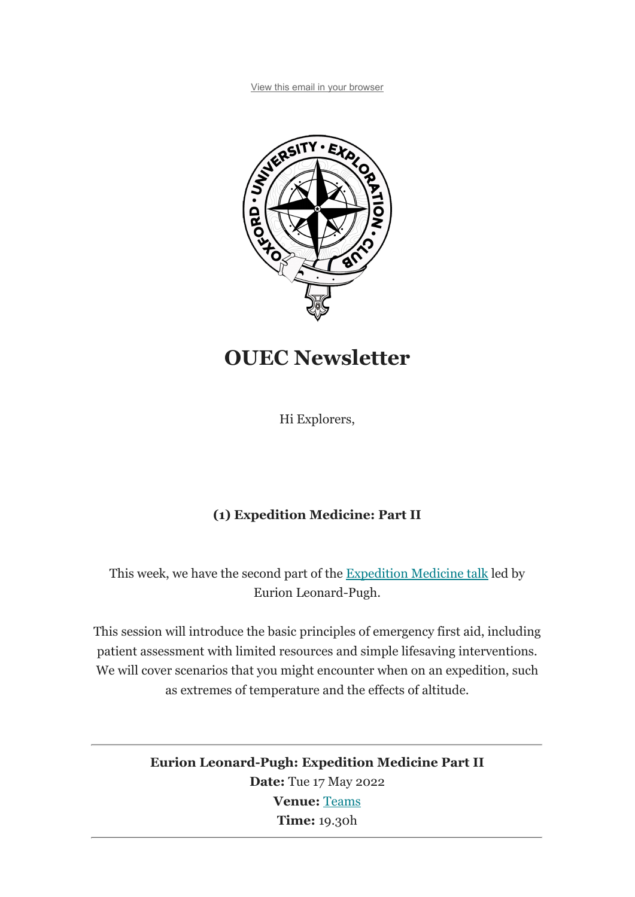View this email in your browser

# OUEC Newsletter

Hi Explorers,

**(1) Expedition Medicine: Part II**

This week, we have the second part of the Expedition Medicine talk led by Eurion Leonard-Pugh.

This session will introduce the basic principles of emergency first aid, including patient assessment with limited resources and simple lifesaving interventions. We will cover scenarios that you might encounter when on an expedition, such as extremes of temperature and the effects of altitude.

---

**Eurion Leonard-Pugh: Expedition Medicine Part II**
**Date:** Tue 17 May 2022
**Venue:** Teams
**Time:** 19.30h

---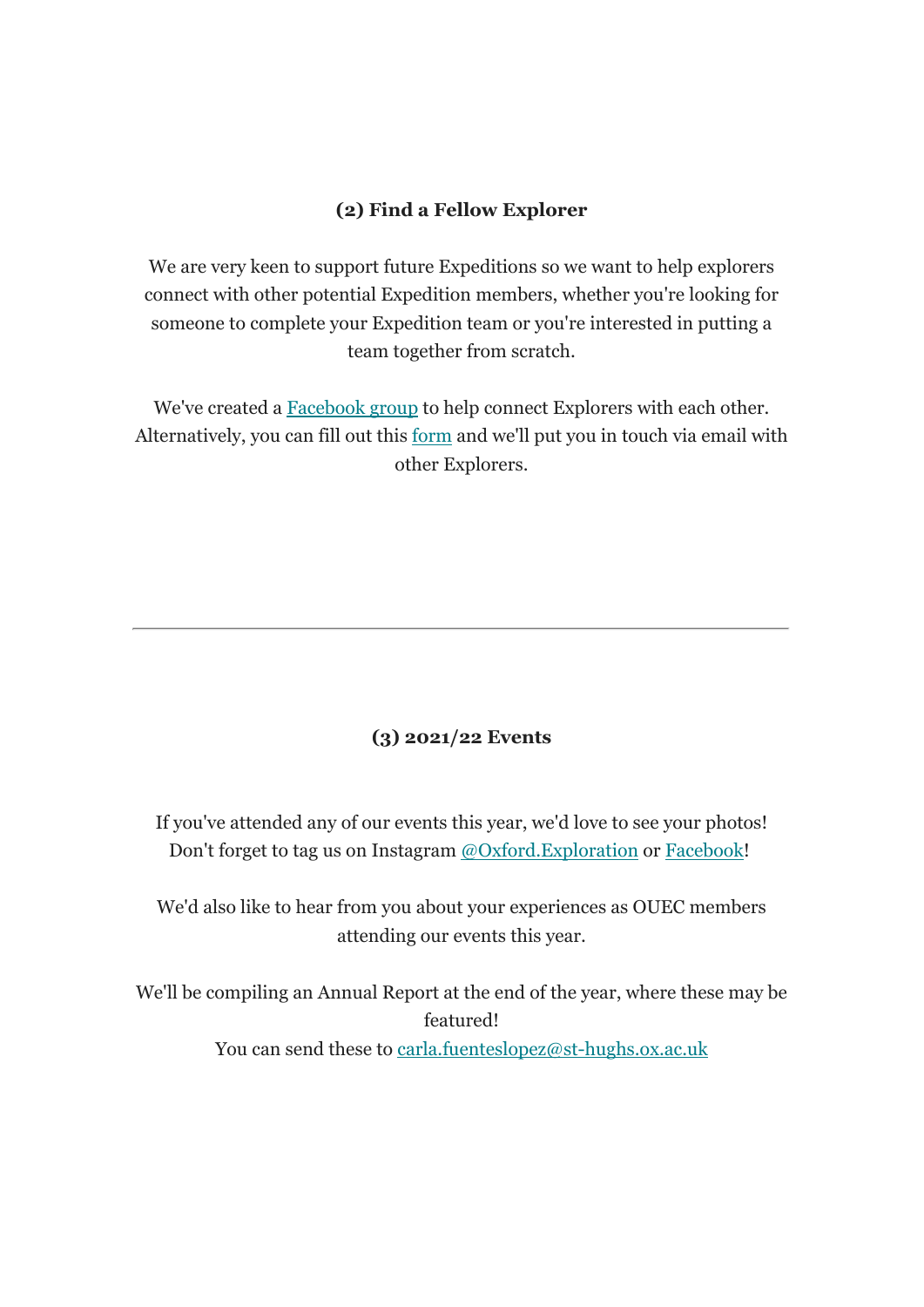**(2) Find a Fellow Explorer**

We are very keen to support future Expeditions so we want to help explorers connect with other potential Expedition members, whether you're looking for someone to complete your Expedition team or you're interested in putting a team together from scratch.

We've created a Facebook group to help connect Explorers with each other. Alternatively, you can fill out this form and we'll put you in touch via email with other Explorers.

---

**(3) 2021/22 Events**

If you've attended any of our events this year, we'd love to see your photos! Don't forget to tag us on Instagram @Oxford.Exploration or Facebook!

We'd also like to hear from you about your experiences as OUEC members attending our events this year.

We'll be compiling an Annual Report at the end of the year, where these may be featured!
You can send these to carla.fuenteslopez@st-hughs.ox.ac.uk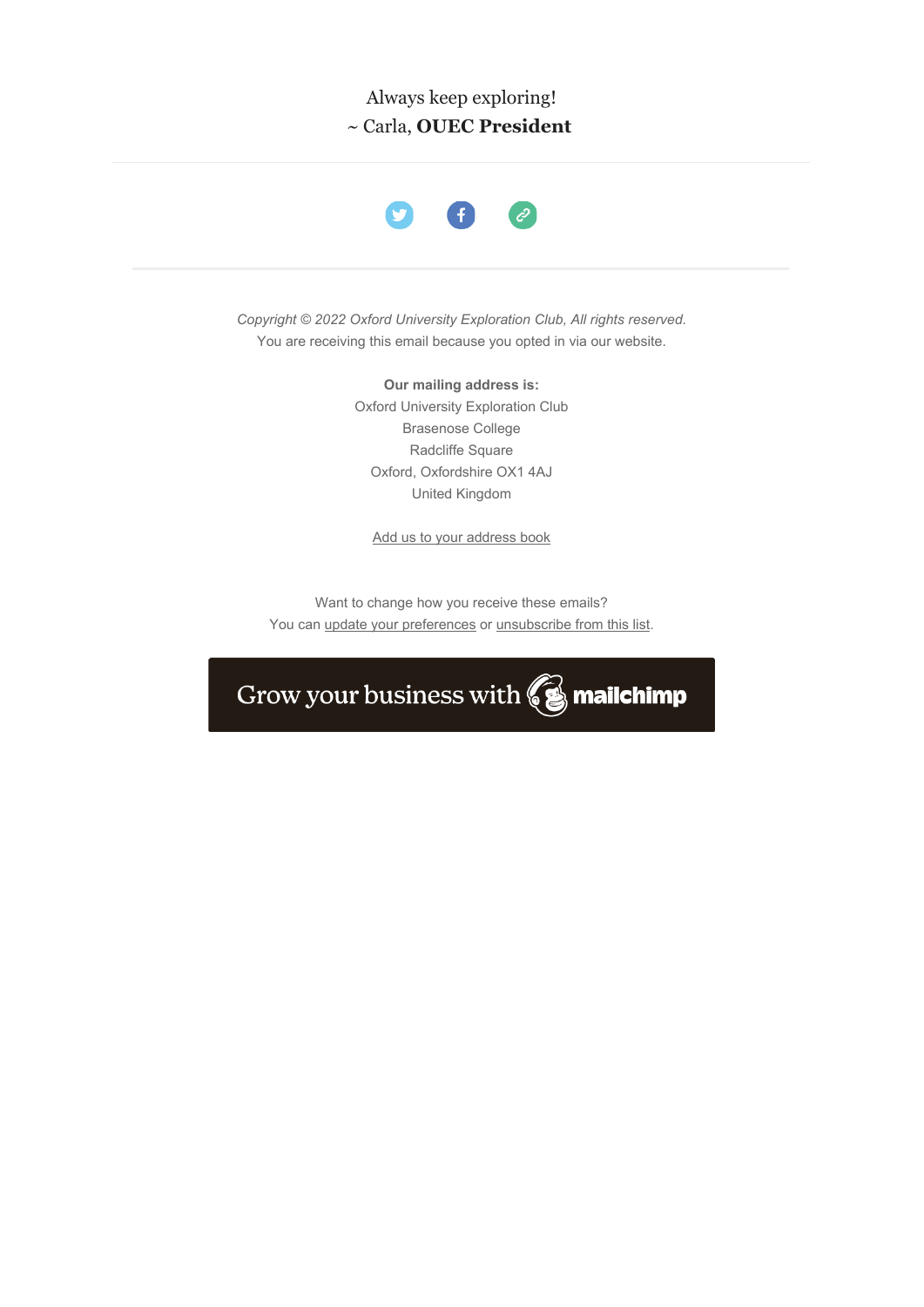Always keep exploring!
~ Carla, **OUEC President**

---

*Copyright © 2022 Oxford University Exploration Club, All rights reserved.*
You are receiving this email because you opted in via our website.

**Our mailing address is:**
Oxford University Exploration Club
Brasenose College
Radcliffe Square
Oxford, Oxfordshire OX1 4AJ
United Kingdom

Add us to your address book

Want to change how you receive these emails?
You can update your preferences or unsubscribe from this list.

Grow your business with mailchimp